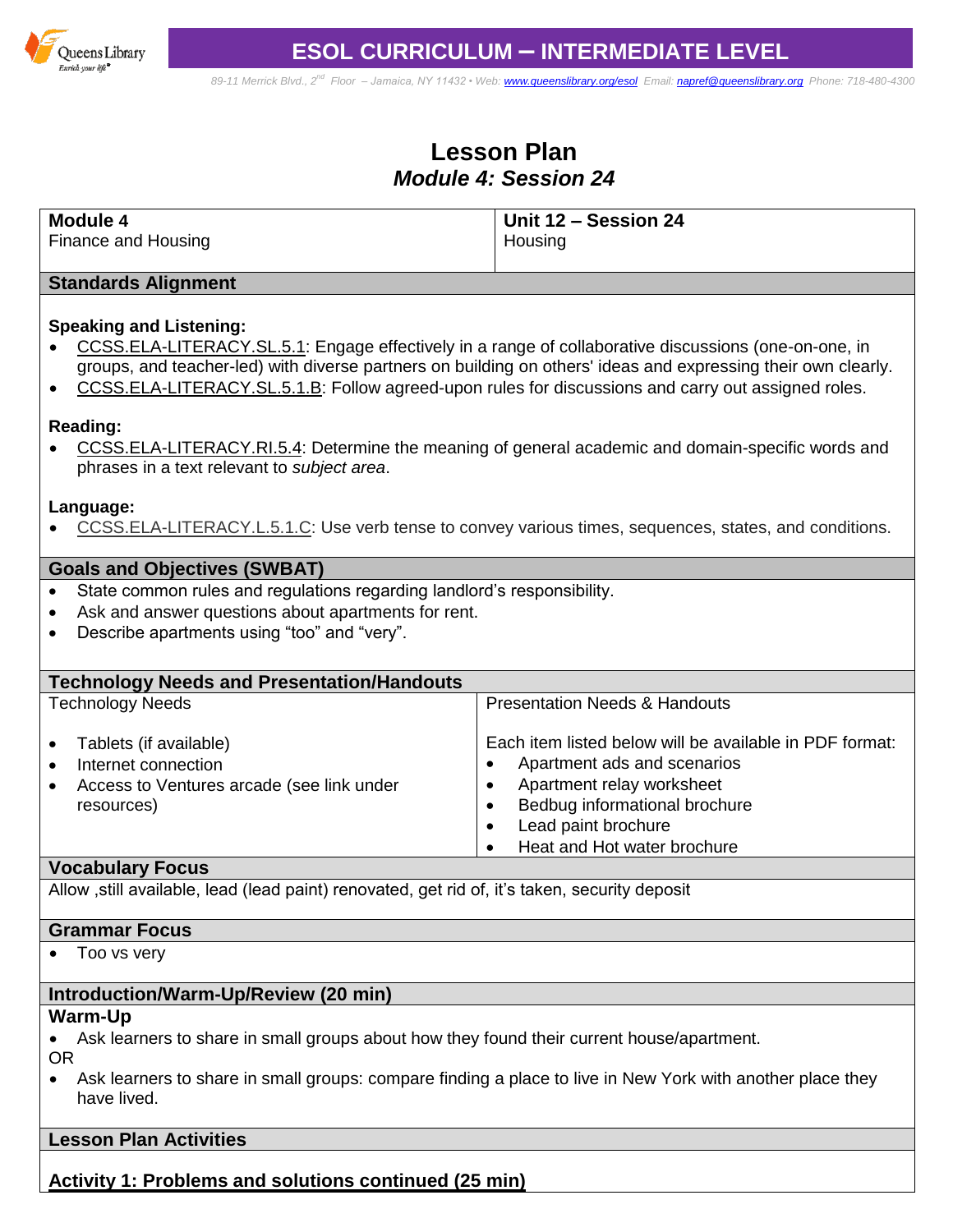# ESOL CURRICULUM – INTERMEDIATE LEVEL

89-11 Merrick Blvd., 2nd Floor – Jamaica, NY 11432 • Web: www.queenslibrary.org/esol Email: napref@queenslibrary.org Phone: 718-480-4300

## Lesson Plan
### *Module 4: Session 24*

| **Module 4**<br>Finance and Housing | **Unit 12 – Session 24**<br>Housing |
|---|---|

### Standards Alignment

**Speaking and Listening:**
- CCSS.ELA-LITERACY.SL.5.1: Engage effectively in a range of collaborative discussions (one-on-one, in groups, and teacher-led) with diverse partners on building on others' ideas and expressing their own clearly.
- CCSS.ELA-LITERACY.SL.5.1.B: Follow agreed-upon rules for discussions and carry out assigned roles.

**Reading:**
- CCSS.ELA-LITERACY.RI.5.4: Determine the meaning of general academic and domain-specific words and phrases in a text relevant to *subject area*.

**Language:**
- CCSS.ELA-LITERACY.L.5.1.C: Use verb tense to convey various times, sequences, states, and conditions.

### Goals and Objectives (SWBAT)
- State common rules and regulations regarding landlord's responsibility.
- Ask and answer questions about apartments for rent.
- Describe apartments using "too" and "very".

### Technology Needs and Presentation/Handouts

| Technology Needs | Presentation Needs & Handouts |
|---|---|
| • Tablets (if available)<br>• Internet connection<br>• Access to Ventures arcade (see link under resources) | Each item listed below will be available in PDF format:<br>• Apartment ads and scenarios<br>• Apartment relay worksheet<br>• Bedbug informational brochure<br>• Lead paint brochure<br>• Heat and Hot water brochure |

### Vocabulary Focus
Allow ,still available, lead (lead paint) renovated, get rid of, it's taken, security deposit

### Grammar Focus
- Too vs very

### Introduction/Warm-Up/Review (20 min)

**Warm-Up**
- Ask learners to share in small groups about how they found their current house/apartment.

OR
- Ask learners to share in small groups: compare finding a place to live in New York with another place they have lived.

### Lesson Plan Activities

**Activity 1: Problems and solutions continued (25 min)**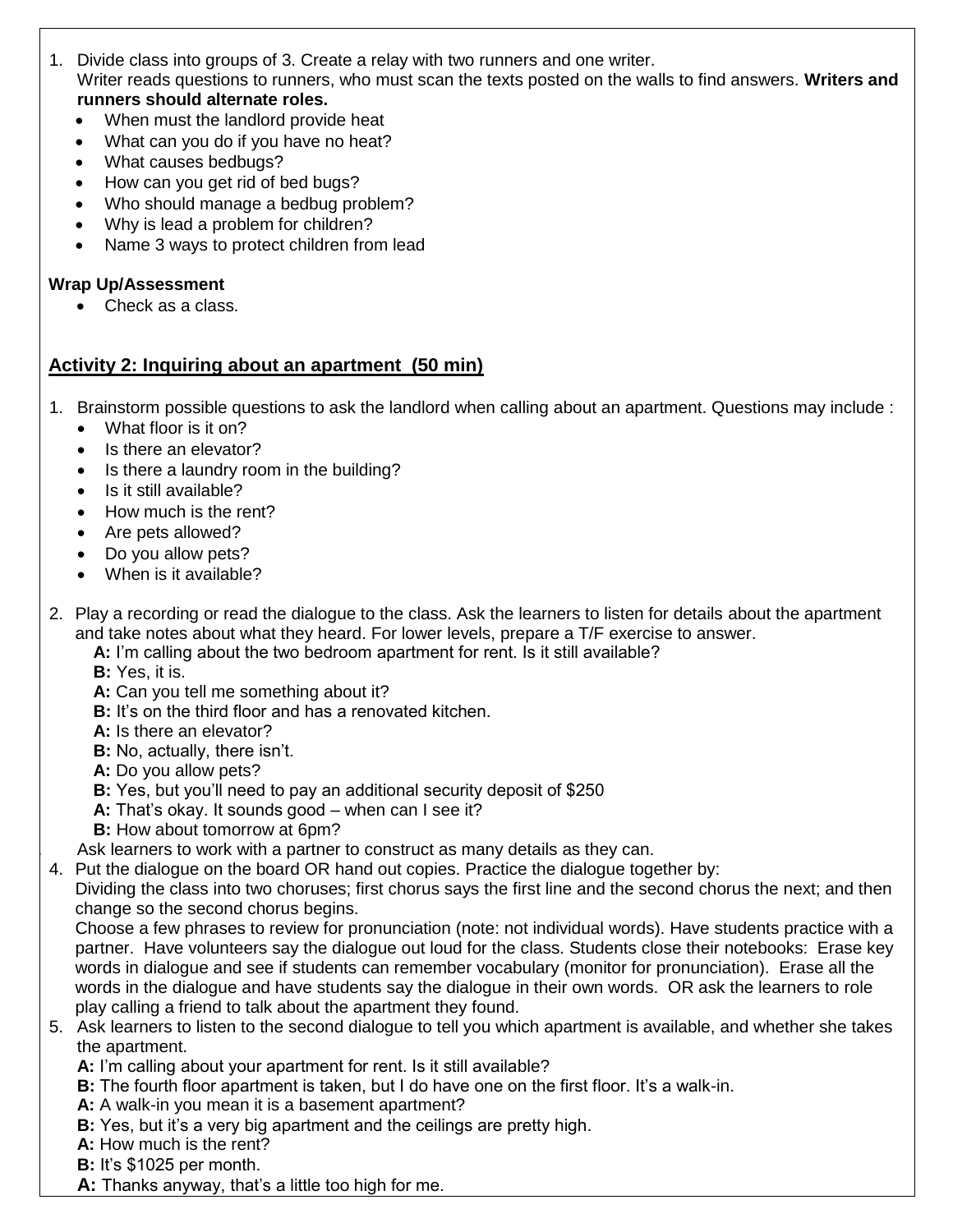1. Divide class into groups of 3. Create a relay with two runners and one writer. Writer reads questions to runners, who must scan the texts posted on the walls to find answers. **Writers and runners should alternate roles.**
   - When must the landlord provide heat
   - What can you do if you have no heat?
   - What causes bedbugs?
   - How can you get rid of bed bugs?
   - Who should manage a bedbug problem?
   - Why is lead a problem for children?
   - Name 3 ways to protect children from lead

**Wrap Up/Assessment**

- Check as a class.

## Activity 2: Inquiring about an apartment (50 min)

1. Brainstorm possible questions to ask the landlord when calling about an apartment. Questions may include :
   - What floor is it on?
   - Is there an elevator?
   - Is there a laundry room in the building?
   - Is it still available?
   - How much is the rent?
   - Are pets allowed?
   - Do you allow pets?
   - When is it available?

2. Play a recording or read the dialogue to the class. Ask the learners to listen for details about the apartment and take notes about what they heard. For lower levels, prepare a T/F exercise to answer.

   **A:** I'm calling about the two bedroom apartment for rent. Is it still available?
   **B:** Yes, it is.
   **A:** Can you tell me something about it?
   **B:** It's on the third floor and has a renovated kitchen.
   **A:** Is there an elevator?
   **B:** No, actually, there isn't.
   **A:** Do you allow pets?
   **B:** Yes, but you'll need to pay an additional security deposit of $250
   **A:** That's okay. It sounds good – when can I see it?
   **B:** How about tomorrow at 6pm?

   Ask learners to work with a partner to construct as many details as they can.

4. Put the dialogue on the board OR hand out copies. Practice the dialogue together by:
   Dividing the class into two choruses; first chorus says the first line and the second chorus the next; and then change so the second chorus begins.
   Choose a few phrases to review for pronunciation (note: not individual words). Have students practice with a partner. Have volunteers say the dialogue out loud for the class. Students close their notebooks: Erase key words in dialogue and see if students can remember vocabulary (monitor for pronunciation). Erase all the words in the dialogue and have students say the dialogue in their own words. OR ask the learners to role play calling a friend to talk about the apartment they found.

5. Ask learners to listen to the second dialogue to tell you which apartment is available, and whether she takes the apartment.

   **A:** I'm calling about your apartment for rent. Is it still available?
   **B:** The fourth floor apartment is taken, but I do have one on the first floor. It's a walk-in.
   **A:** A walk-in you mean it is a basement apartment?
   **B:** Yes, but it's a very big apartment and the ceilings are pretty high.
   **A:** How much is the rent?
   **B:** It's $1025 per month.
   **A:** Thanks anyway, that's a little too high for me.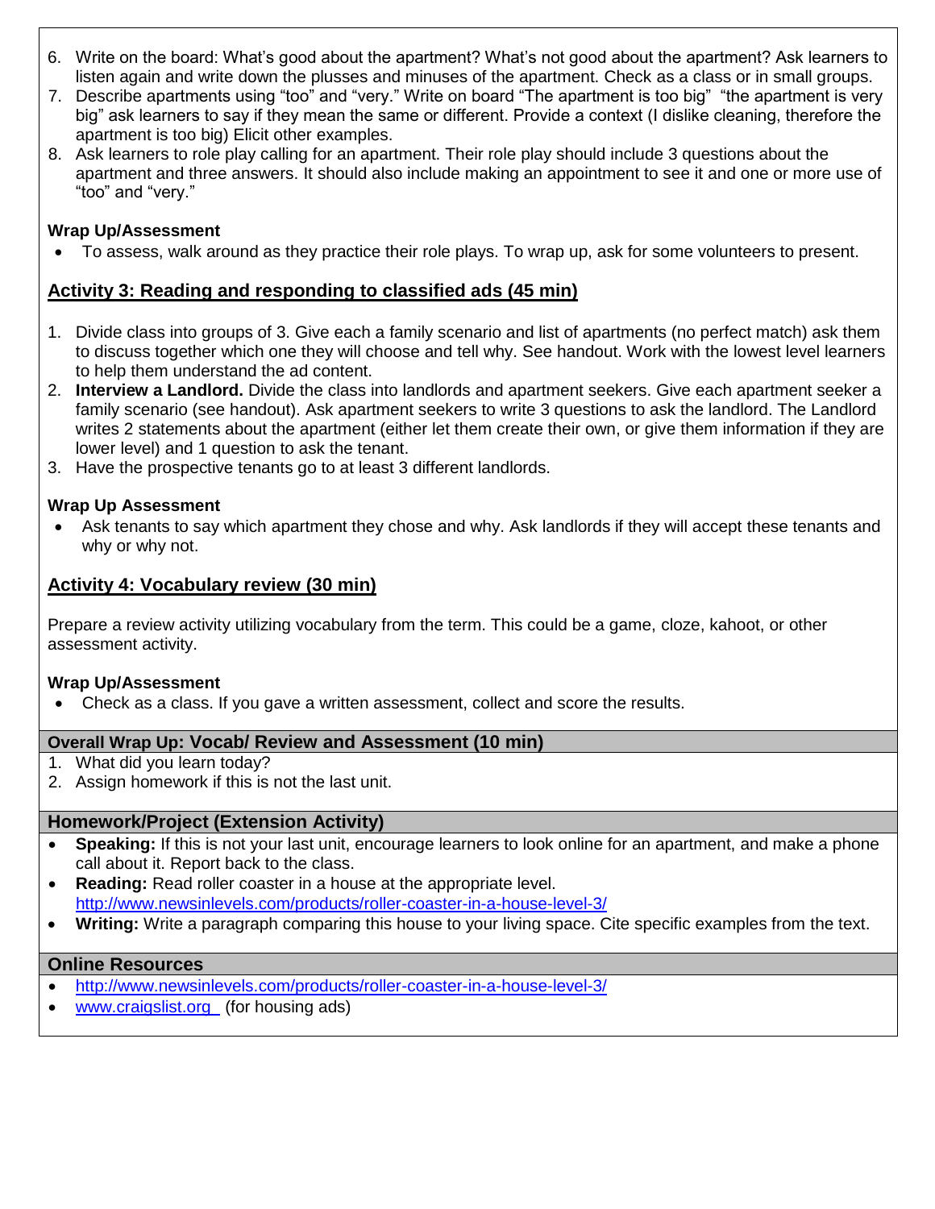6. Write on the board: What's good about the apartment? What's not good about the apartment? Ask learners to listen again and write down the plusses and minuses of the apartment. Check as a class or in small groups.
7. Describe apartments using "too" and "very." Write on board "The apartment is too big" "the apartment is very big" ask learners to say if they mean the same or different. Provide a context (I dislike cleaning, therefore the apartment is too big) Elicit other examples.
8. Ask learners to role play calling for an apartment. Their role play should include 3 questions about the apartment and three answers. It should also include making an appointment to see it and one or more use of "too" and "very."

**Wrap Up/Assessment**

- To assess, walk around as they practice their role plays. To wrap up, ask for some volunteers to present.

## Activity 3: Reading and responding to classified ads (45 min)

1. Divide class into groups of 3. Give each a family scenario and list of apartments (no perfect match) ask them to discuss together which one they will choose and tell why. See handout. Work with the lowest level learners to help them understand the ad content.
2. **Interview a Landlord.** Divide the class into landlords and apartment seekers. Give each apartment seeker a family scenario (see handout). Ask apartment seekers to write 3 questions to ask the landlord. The Landlord writes 2 statements about the apartment (either let them create their own, or give them information if they are lower level) and 1 question to ask the tenant.
3. Have the prospective tenants go to at least 3 different landlords.

**Wrap Up Assessment**

- Ask tenants to say which apartment they chose and why. Ask landlords if they will accept these tenants and why or why not.

## Activity 4: Vocabulary review (30 min)

Prepare a review activity utilizing vocabulary from the term. This could be a game, cloze, kahoot, or other assessment activity.

**Wrap Up/Assessment**

- Check as a class. If you gave a written assessment, collect and score the results.

### Overall Wrap Up: Vocab/ Review and Assessment (10 min)

1. What did you learn today?
2. Assign homework if this is not the last unit.

### Homework/Project (Extension Activity)

- **Speaking:** If this is not your last unit, encourage learners to look online for an apartment, and make a phone call about it. Report back to the class.
- **Reading:** Read roller coaster in a house at the appropriate level. http://www.newsinlevels.com/products/roller-coaster-in-a-house-level-3/
- **Writing:** Write a paragraph comparing this house to your living space. Cite specific examples from the text.

### Online Resources

- http://www.newsinlevels.com/products/roller-coaster-in-a-house-level-3/
- www.craigslist.org (for housing ads)